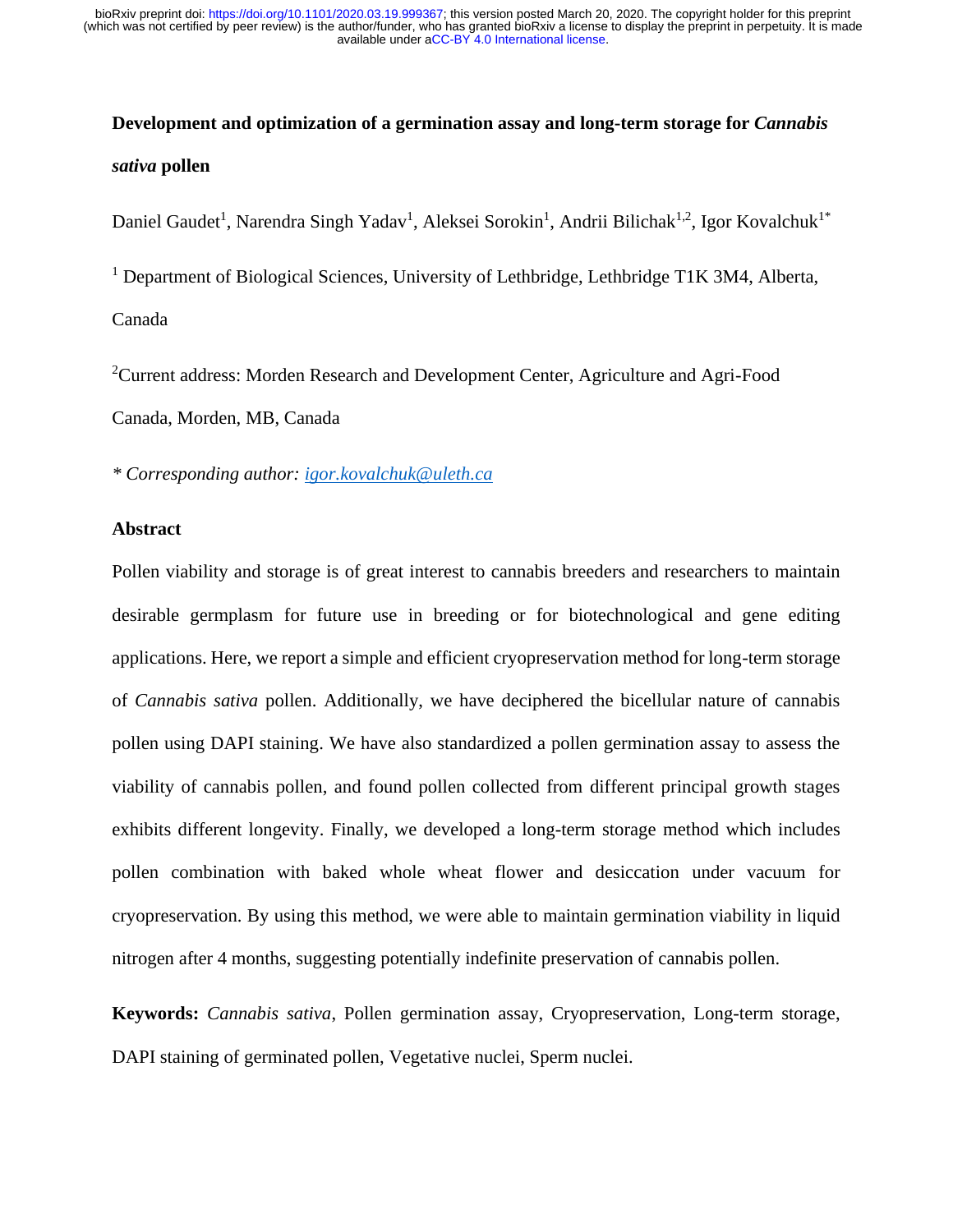# Development and optimization of a germination assay and long-term storage for *Cannabis sativa* pollen

Daniel Gaudet[1], Narendra Singh Yadav[1], Aleksei Sorokin[1], Andrii Bilichak[1,2], Igor Kovalchuk[1*]

[1] Department of Biological Sciences, University of Lethbridge, Lethbridge T1K 3M4, Alberta, Canada

[2]Current address: Morden Research and Development Center, Agriculture and Agri-Food Canada, Morden, MB, Canada

*\* Corresponding author: igor.kovalchuk@uleth.ca*

## Abstract

Pollen viability and storage is of great interest to cannabis breeders and researchers to maintain desirable germplasm for future use in breeding or for biotechnological and gene editing applications. Here, we report a simple and efficient cryopreservation method for long-term storage of *Cannabis sativa* pollen. Additionally, we have deciphered the bicellular nature of cannabis pollen using DAPI staining. We have also standardized a pollen germination assay to assess the viability of cannabis pollen, and found pollen collected from different principal growth stages exhibits different longevity. Finally, we developed a long-term storage method which includes pollen combination with baked whole wheat flower and desiccation under vacuum for cryopreservation. By using this method, we were able to maintain germination viability in liquid nitrogen after 4 months, suggesting potentially indefinite preservation of cannabis pollen.

**Keywords:** *Cannabis sativa*, Pollen germination assay, Cryopreservation, Long-term storage, DAPI staining of germinated pollen, Vegetative nuclei, Sperm nuclei.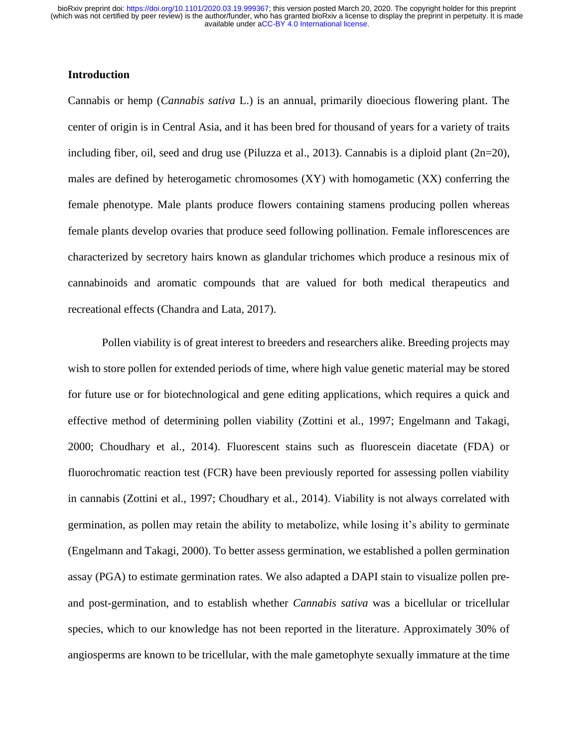## Introduction

Cannabis or hemp (*Cannabis sativa* L.) is an annual, primarily dioecious flowering plant. The center of origin is in Central Asia, and it has been bred for thousand of years for a variety of traits including fiber, oil, seed and drug use (Piluzza et al., 2013). Cannabis is a diploid plant (2n=20), males are defined by heterogametic chromosomes (XY) with homogametic (XX) conferring the female phenotype. Male plants produce flowers containing stamens producing pollen whereas female plants develop ovaries that produce seed following pollination. Female inflorescences are characterized by secretory hairs known as glandular trichomes which produce a resinous mix of cannabinoids and aromatic compounds that are valued for both medical therapeutics and recreational effects (Chandra and Lata, 2017).

Pollen viability is of great interest to breeders and researchers alike. Breeding projects may wish to store pollen for extended periods of time, where high value genetic material may be stored for future use or for biotechnological and gene editing applications, which requires a quick and effective method of determining pollen viability (Zottini et al., 1997; Engelmann and Takagi, 2000; Choudhary et al., 2014). Fluorescent stains such as fluorescein diacetate (FDA) or fluorochromatic reaction test (FCR) have been previously reported for assessing pollen viability in cannabis (Zottini et al., 1997; Choudhary et al., 2014). Viability is not always correlated with germination, as pollen may retain the ability to metabolize, while losing it's ability to germinate (Engelmann and Takagi, 2000). To better assess germination, we established a pollen germination assay (PGA) to estimate germination rates. We also adapted a DAPI stain to visualize pollen pre- and post-germination, and to establish whether *Cannabis sativa* was a bicellular or tricellular species, which to our knowledge has not been reported in the literature. Approximately 30% of angiosperms are known to be tricellular, with the male gametophyte sexually immature at the time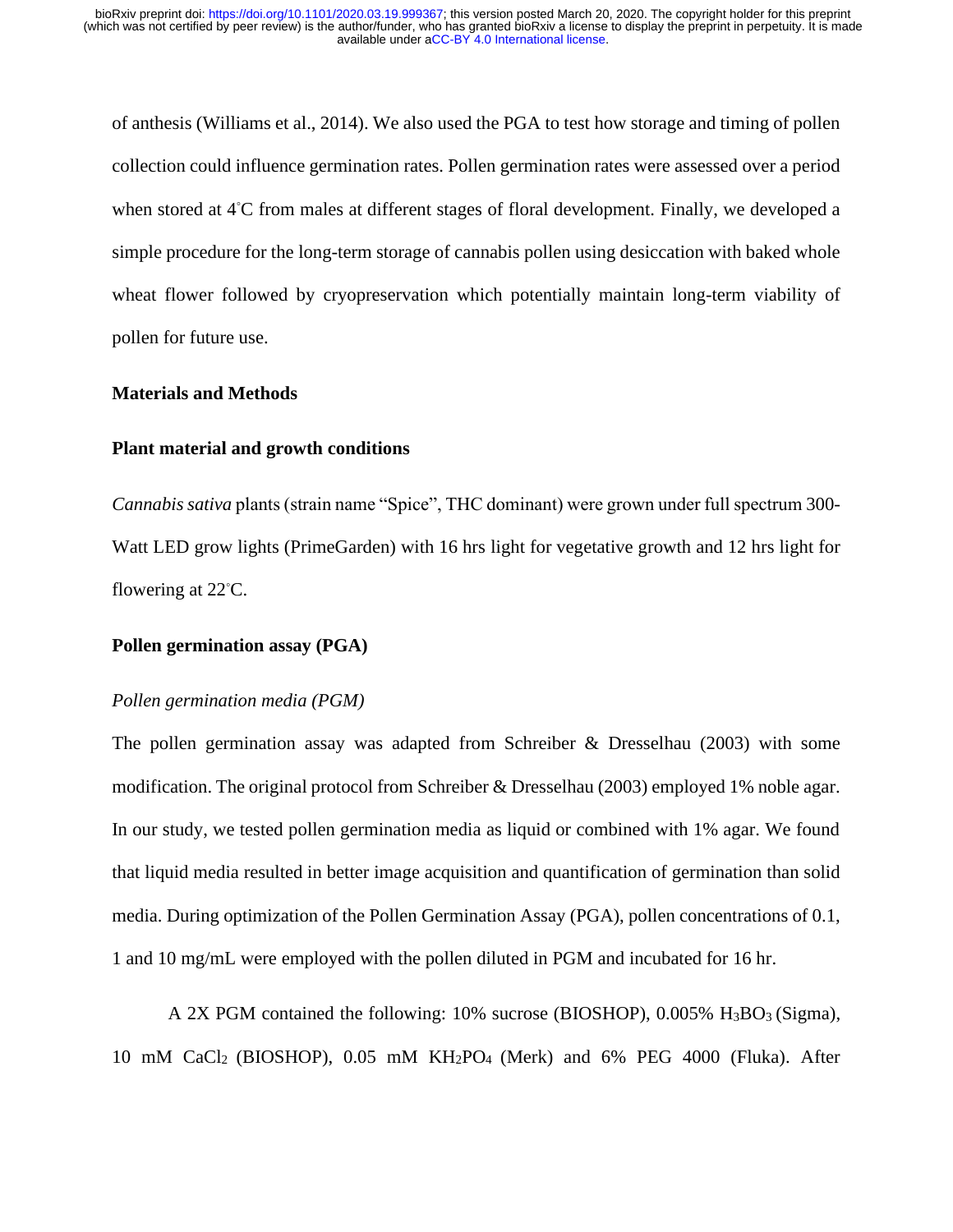of anthesis (Williams et al., 2014). We also used the PGA to test how storage and timing of pollen collection could influence germination rates. Pollen germination rates were assessed over a period when stored at 4˚C from males at different stages of floral development. Finally, we developed a simple procedure for the long-term storage of cannabis pollen using desiccation with baked whole wheat flower followed by cryopreservation which potentially maintain long-term viability of pollen for future use.

## Materials and Methods

### Plant material and growth conditions

*Cannabis sativa* plants (strain name "Spice", THC dominant) were grown under full spectrum 300-Watt LED grow lights (PrimeGarden) with 16 hrs light for vegetative growth and 12 hrs light for flowering at 22˚C.

### Pollen germination assay (PGA)

*Pollen germination media (PGM)*

The pollen germination assay was adapted from Schreiber & Dresselhau (2003) with some modification. The original protocol from Schreiber & Dresselhau (2003) employed 1% noble agar. In our study, we tested pollen germination media as liquid or combined with 1% agar. We found that liquid media resulted in better image acquisition and quantification of germination than solid media. During optimization of the Pollen Germination Assay (PGA), pollen concentrations of 0.1, 1 and 10 mg/mL were employed with the pollen diluted in PGM and incubated for 16 hr.

A 2X PGM contained the following: 10% sucrose (BIOSHOP), 0.005% $H_3BO_3$ (Sigma), 10 mM $CaCl_2$ (BIOSHOP), 0.05 mM $KH_2PO_4$ (Merk) and 6% PEG 4000 (Fluka). After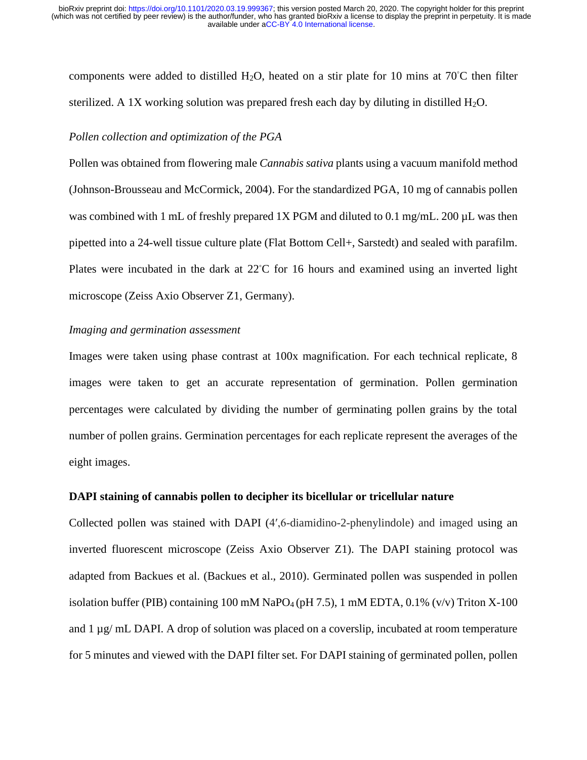components were added to distilled $H_2O$, heated on a stir plate for 10 mins at 70˚C then filter sterilized. A 1X working solution was prepared fresh each day by diluting in distilled $H_2O$.

*Pollen collection and optimization of the PGA*

Pollen was obtained from flowering male *Cannabis sativa* plants using a vacuum manifold method (Johnson-Brousseau and McCormick, 2004). For the standardized PGA, 10 mg of cannabis pollen was combined with 1 mL of freshly prepared 1X PGM and diluted to 0.1 mg/mL. 200 µL was then pipetted into a 24-well tissue culture plate (Flat Bottom Cell+, Sarstedt) and sealed with parafilm. Plates were incubated in the dark at 22˚C for 16 hours and examined using an inverted light microscope (Zeiss Axio Observer Z1, Germany).

*Imaging and germination assessment*

Images were taken using phase contrast at 100x magnification. For each technical replicate, 8 images were taken to get an accurate representation of germination. Pollen germination percentages were calculated by dividing the number of germinating pollen grains by the total number of pollen grains. Germination percentages for each replicate represent the averages of the eight images.

**DAPI staining of cannabis pollen to decipher its bicellular or tricellular nature**

Collected pollen was stained with DAPI (4′,6-diamidino-2-phenylindole) and imaged using an inverted fluorescent microscope (Zeiss Axio Observer Z1). The DAPI staining protocol was adapted from Backues et al. (Backues et al., 2010). Germinated pollen was suspended in pollen isolation buffer (PIB) containing 100 mM $NaPO_4$ (pH 7.5), 1 mM EDTA, 0.1% (v/v) Triton X-100 and 1 µg/ mL DAPI. A drop of solution was placed on a coverslip, incubated at room temperature for 5 minutes and viewed with the DAPI filter set. For DAPI staining of germinated pollen, pollen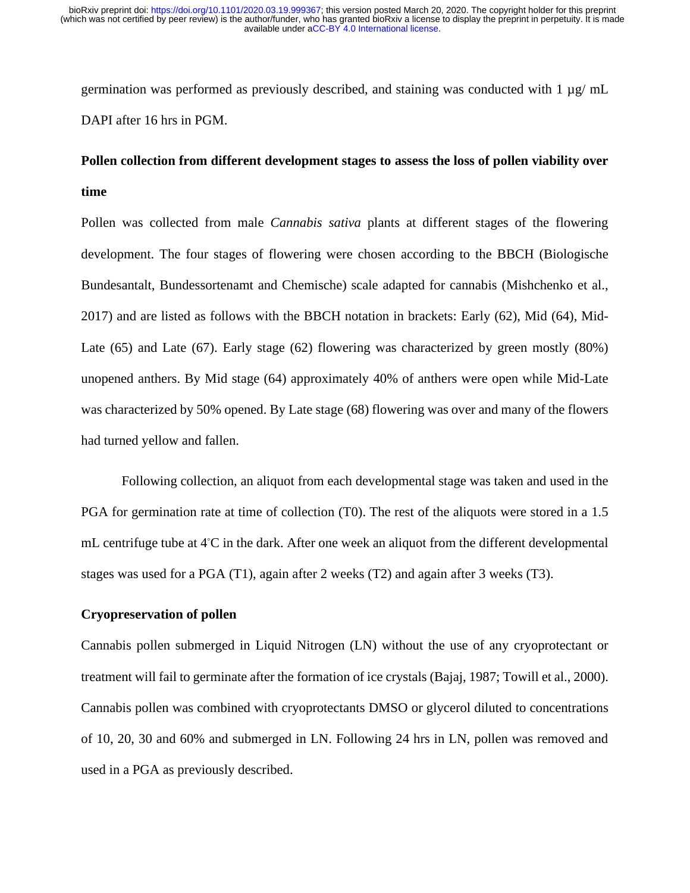germination was performed as previously described, and staining was conducted with 1 µg/ mL DAPI after 16 hrs in PGM.

**Pollen collection from different development stages to assess the loss of pollen viability over time**

Pollen was collected from male *Cannabis sativa* plants at different stages of the flowering development. The four stages of flowering were chosen according to the BBCH (Biologische Bundesantalt, Bundessortenamt and Chemische) scale adapted for cannabis (Mishchenko et al., 2017) and are listed as follows with the BBCH notation in brackets: Early (62), Mid (64), Mid-Late (65) and Late (67). Early stage (62) flowering was characterized by green mostly (80%) unopened anthers. By Mid stage (64) approximately 40% of anthers were open while Mid-Late was characterized by 50% opened. By Late stage (68) flowering was over and many of the flowers had turned yellow and fallen.

Following collection, an aliquot from each developmental stage was taken and used in the PGA for germination rate at time of collection (T0). The rest of the aliquots were stored in a 1.5 mL centrifuge tube at 4°C in the dark. After one week an aliquot from the different developmental stages was used for a PGA (T1), again after 2 weeks (T2) and again after 3 weeks (T3).

**Cryopreservation of pollen**

Cannabis pollen submerged in Liquid Nitrogen (LN) without the use of any cryoprotectant or treatment will fail to germinate after the formation of ice crystals (Bajaj, 1987; Towill et al., 2000). Cannabis pollen was combined with cryoprotectants DMSO or glycerol diluted to concentrations of 10, 20, 30 and 60% and submerged in LN. Following 24 hrs in LN, pollen was removed and used in a PGA as previously described.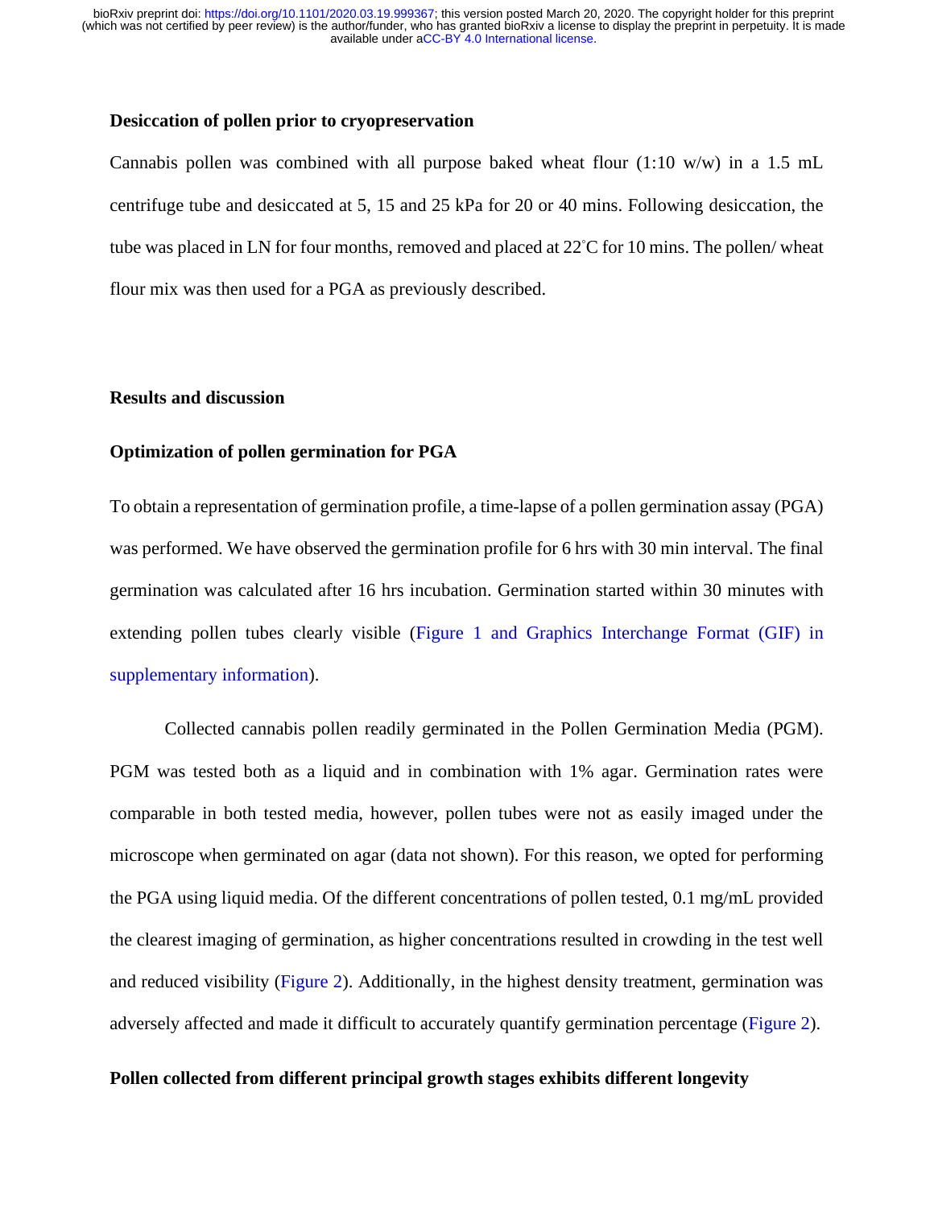### Desiccation of pollen prior to cryopreservation

Cannabis pollen was combined with all purpose baked wheat flour (1:10 w/w) in a 1.5 mL centrifuge tube and desiccated at 5, 15 and 25 kPa for 20 or 40 mins. Following desiccation, the tube was placed in LN for four months, removed and placed at 22˚C for 10 mins. The pollen/ wheat flour mix was then used for a PGA as previously described.

## Results and discussion

### Optimization of pollen germination for PGA

To obtain a representation of germination profile, a time-lapse of a pollen germination assay (PGA) was performed. We have observed the germination profile for 6 hrs with 30 min interval. The final germination was calculated after 16 hrs incubation. Germination started within 30 minutes with extending pollen tubes clearly visible (Figure 1 and Graphics Interchange Format (GIF) in supplementary information).

Collected cannabis pollen readily germinated in the Pollen Germination Media (PGM). PGM was tested both as a liquid and in combination with 1% agar. Germination rates were comparable in both tested media, however, pollen tubes were not as easily imaged under the microscope when germinated on agar (data not shown). For this reason, we opted for performing the PGA using liquid media. Of the different concentrations of pollen tested, 0.1 mg/mL provided the clearest imaging of germination, as higher concentrations resulted in crowding in the test well and reduced visibility (Figure 2). Additionally, in the highest density treatment, germination was adversely affected and made it difficult to accurately quantify germination percentage (Figure 2).

### Pollen collected from different principal growth stages exhibits different longevity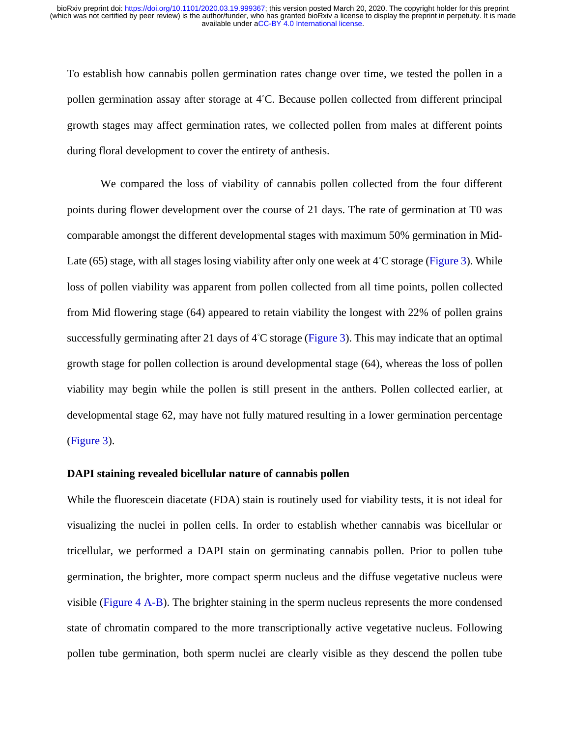To establish how cannabis pollen germination rates change over time, we tested the pollen in a pollen germination assay after storage at 4˚C. Because pollen collected from different principal growth stages may affect germination rates, we collected pollen from males at different points during floral development to cover the entirety of anthesis.

We compared the loss of viability of cannabis pollen collected from the four different points during flower development over the course of 21 days. The rate of germination at T0 was comparable amongst the different developmental stages with maximum 50% germination in Mid-Late (65) stage, with all stages losing viability after only one week at 4˚C storage (Figure 3). While loss of pollen viability was apparent from pollen collected from all time points, pollen collected from Mid flowering stage (64) appeared to retain viability the longest with 22% of pollen grains successfully germinating after 21 days of 4˚C storage (Figure 3). This may indicate that an optimal growth stage for pollen collection is around developmental stage (64), whereas the loss of pollen viability may begin while the pollen is still present in the anthers. Pollen collected earlier, at developmental stage 62, may have not fully matured resulting in a lower germination percentage (Figure 3).

**DAPI staining revealed bicellular nature of cannabis pollen**

While the fluorescein diacetate (FDA) stain is routinely used for viability tests, it is not ideal for visualizing the nuclei in pollen cells. In order to establish whether cannabis was bicellular or tricellular, we performed a DAPI stain on germinating cannabis pollen. Prior to pollen tube germination, the brighter, more compact sperm nucleus and the diffuse vegetative nucleus were visible (Figure 4 A-B). The brighter staining in the sperm nucleus represents the more condensed state of chromatin compared to the more transcriptionally active vegetative nucleus. Following pollen tube germination, both sperm nuclei are clearly visible as they descend the pollen tube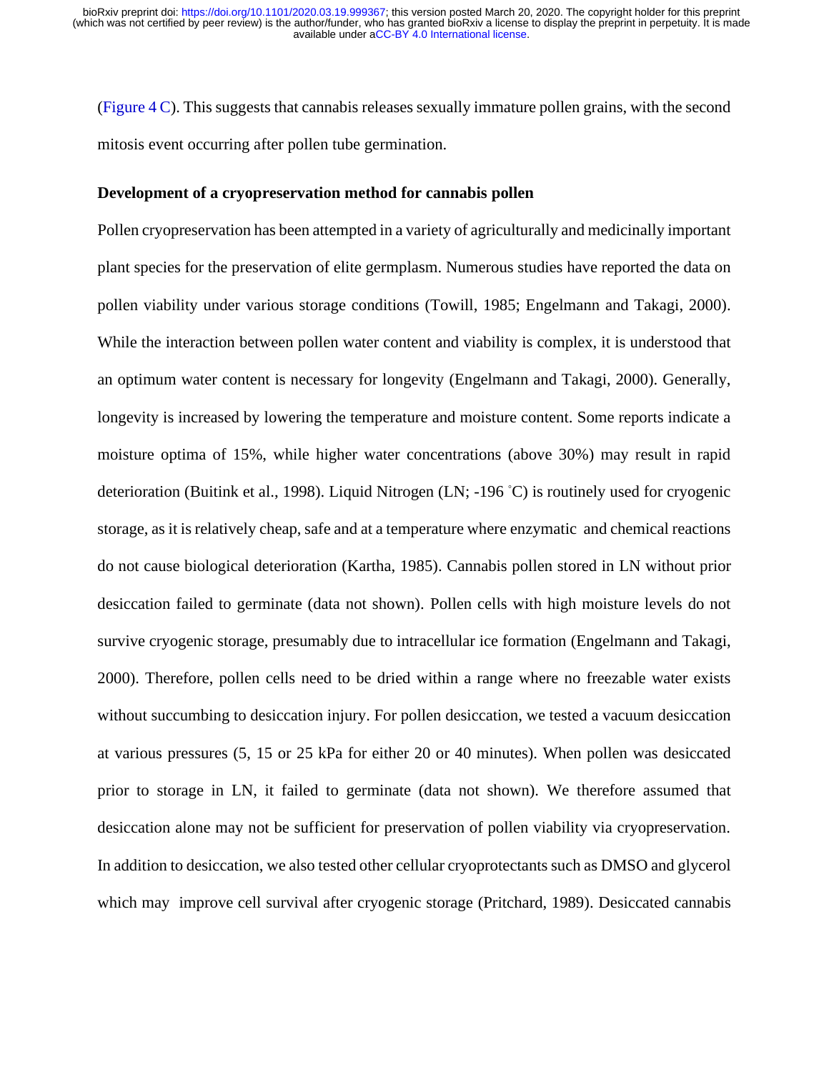(Figure 4 C). This suggests that cannabis releases sexually immature pollen grains, with the second mitosis event occurring after pollen tube germination.

**Development of a cryopreservation method for cannabis pollen**

Pollen cryopreservation has been attempted in a variety of agriculturally and medicinally important plant species for the preservation of elite germplasm. Numerous studies have reported the data on pollen viability under various storage conditions (Towill, 1985; Engelmann and Takagi, 2000). While the interaction between pollen water content and viability is complex, it is understood that an optimum water content is necessary for longevity (Engelmann and Takagi, 2000). Generally, longevity is increased by lowering the temperature and moisture content. Some reports indicate a moisture optima of 15%, while higher water concentrations (above 30%) may result in rapid deterioration (Buitink et al., 1998). Liquid Nitrogen (LN; -196 °C) is routinely used for cryogenic storage, as it is relatively cheap, safe and at a temperature where enzymatic and chemical reactions do not cause biological deterioration (Kartha, 1985). Cannabis pollen stored in LN without prior desiccation failed to germinate (data not shown). Pollen cells with high moisture levels do not survive cryogenic storage, presumably due to intracellular ice formation (Engelmann and Takagi, 2000). Therefore, pollen cells need to be dried within a range where no freezable water exists without succumbing to desiccation injury. For pollen desiccation, we tested a vacuum desiccation at various pressures (5, 15 or 25 kPa for either 20 or 40 minutes). When pollen was desiccated prior to storage in LN, it failed to germinate (data not shown). We therefore assumed that desiccation alone may not be sufficient for preservation of pollen viability via cryopreservation. In addition to desiccation, we also tested other cellular cryoprotectants such as DMSO and glycerol which may improve cell survival after cryogenic storage (Pritchard, 1989). Desiccated cannabis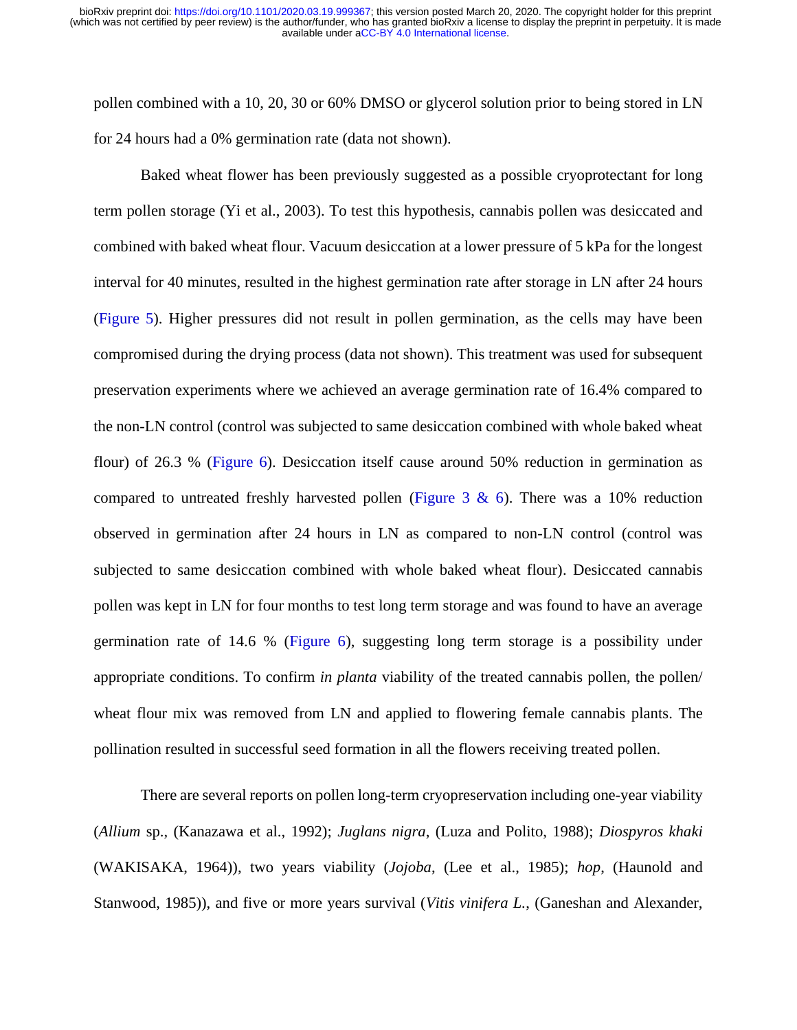pollen combined with a 10, 20, 30 or 60% DMSO or glycerol solution prior to being stored in LN for 24 hours had a 0% germination rate (data not shown).

Baked wheat flower has been previously suggested as a possible cryoprotectant for long term pollen storage (Yi et al., 2003). To test this hypothesis, cannabis pollen was desiccated and combined with baked wheat flour. Vacuum desiccation at a lower pressure of 5 kPa for the longest interval for 40 minutes, resulted in the highest germination rate after storage in LN after 24 hours (Figure 5). Higher pressures did not result in pollen germination, as the cells may have been compromised during the drying process (data not shown). This treatment was used for subsequent preservation experiments where we achieved an average germination rate of 16.4% compared to the non-LN control (control was subjected to same desiccation combined with whole baked wheat flour) of 26.3 % (Figure 6). Desiccation itself cause around 50% reduction in germination as compared to untreated freshly harvested pollen (Figure 3 & 6). There was a 10% reduction observed in germination after 24 hours in LN as compared to non-LN control (control was subjected to same desiccation combined with whole baked wheat flour). Desiccated cannabis pollen was kept in LN for four months to test long term storage and was found to have an average germination rate of 14.6 % (Figure 6), suggesting long term storage is a possibility under appropriate conditions. To confirm *in planta* viability of the treated cannabis pollen, the pollen/ wheat flour mix was removed from LN and applied to flowering female cannabis plants. The pollination resulted in successful seed formation in all the flowers receiving treated pollen.

There are several reports on pollen long-term cryopreservation including one-year viability (*Allium* sp., (Kanazawa et al., 1992); *Juglans nigra*, (Luza and Polito, 1988); *Diospyros khaki* (WAKISAKA, 1964)), two years viability (*Jojoba*, (Lee et al., 1985); *hop*, (Haunold and Stanwood, 1985)), and five or more years survival (*Vitis vinifera L.*, (Ganeshan and Alexander,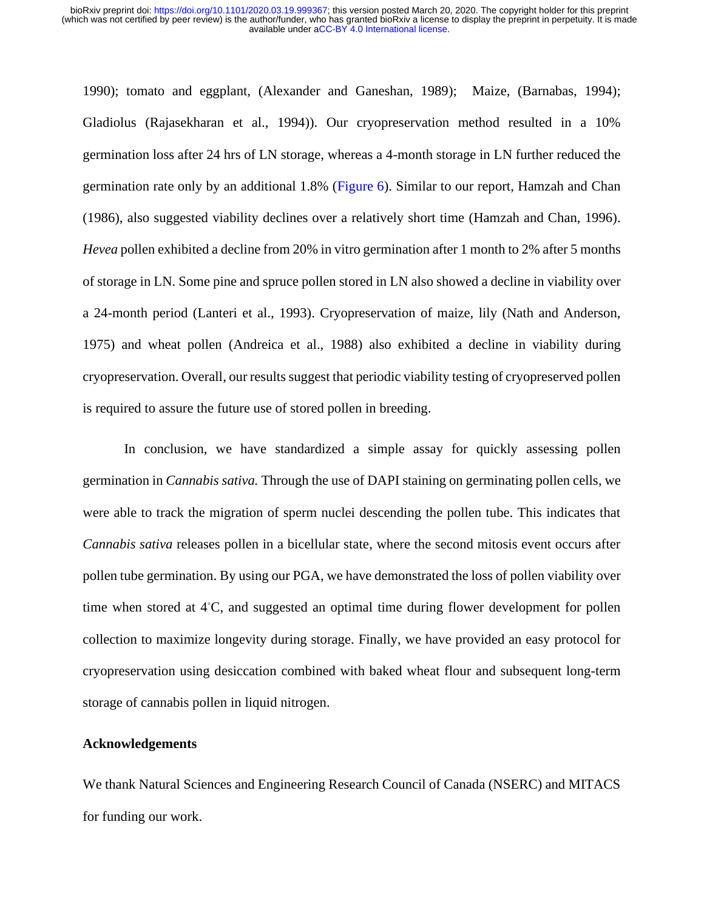1990); tomato and eggplant, (Alexander and Ganeshan, 1989); Maize, (Barnabas, 1994); Gladiolus (Rajasekharan et al., 1994)). Our cryopreservation method resulted in a 10% germination loss after 24 hrs of LN storage, whereas a 4-month storage in LN further reduced the germination rate only by an additional 1.8% (Figure 6). Similar to our report, Hamzah and Chan (1986), also suggested viability declines over a relatively short time (Hamzah and Chan, 1996). *Hevea* pollen exhibited a decline from 20% in vitro germination after 1 month to 2% after 5 months of storage in LN. Some pine and spruce pollen stored in LN also showed a decline in viability over a 24-month period (Lanteri et al., 1993). Cryopreservation of maize, lily (Nath and Anderson, 1975) and wheat pollen (Andreica et al., 1988) also exhibited a decline in viability during cryopreservation. Overall, our results suggest that periodic viability testing of cryopreserved pollen is required to assure the future use of stored pollen in breeding.

In conclusion, we have standardized a simple assay for quickly assessing pollen germination in *Cannabis sativa.* Through the use of DAPI staining on germinating pollen cells, we were able to track the migration of sperm nuclei descending the pollen tube. This indicates that *Cannabis sativa* releases pollen in a bicellular state, where the second mitosis event occurs after pollen tube germination. By using our PGA, we have demonstrated the loss of pollen viability over time when stored at 4°C, and suggested an optimal time during flower development for pollen collection to maximize longevity during storage. Finally, we have provided an easy protocol for cryopreservation using desiccation combined with baked wheat flour and subsequent long-term storage of cannabis pollen in liquid nitrogen.

**Acknowledgements**

We thank Natural Sciences and Engineering Research Council of Canada (NSERC) and MITACS for funding our work.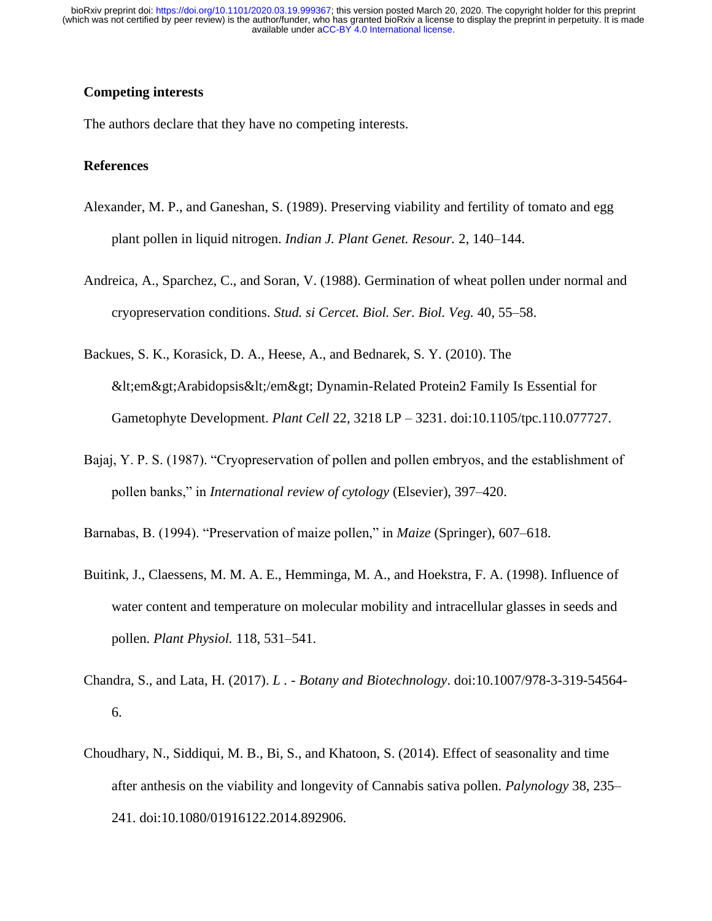## Competing interests

The authors declare that they have no competing interests.

## References

Alexander, M. P., and Ganeshan, S. (1989). Preserving viability and fertility of tomato and egg plant pollen in liquid nitrogen. *Indian J. Plant Genet. Resour.* 2, 140–144.

Andreica, A., Sparchez, C., and Soran, V. (1988). Germination of wheat pollen under normal and cryopreservation conditions. *Stud. si Cercet. Biol. Ser. Biol. Veg.* 40, 55–58.

Backues, S. K., Korasick, D. A., Heese, A., and Bednarek, S. Y. (2010). The &lt;em&gt;Arabidopsis&lt;/em&gt; Dynamin-Related Protein2 Family Is Essential for Gametophyte Development. *Plant Cell* 22, 3218 LP – 3231. doi:10.1105/tpc.110.077727.

Bajaj, Y. P. S. (1987). "Cryopreservation of pollen and pollen embryos, and the establishment of pollen banks," in *International review of cytology* (Elsevier), 397–420.

Barnabas, B. (1994). "Preservation of maize pollen," in *Maize* (Springer), 607–618.

Buitink, J., Claessens, M. M. A. E., Hemminga, M. A., and Hoekstra, F. A. (1998). Influence of water content and temperature on molecular mobility and intracellular glasses in seeds and pollen. *Plant Physiol.* 118, 531–541.

Chandra, S., and Lata, H. (2017). *L . - Botany and Biotechnology*. doi:10.1007/978-3-319-54564-6.

Choudhary, N., Siddiqui, M. B., Bi, S., and Khatoon, S. (2014). Effect of seasonality and time after anthesis on the viability and longevity of Cannabis sativa pollen. *Palynology* 38, 235–241. doi:10.1080/01916122.2014.892906.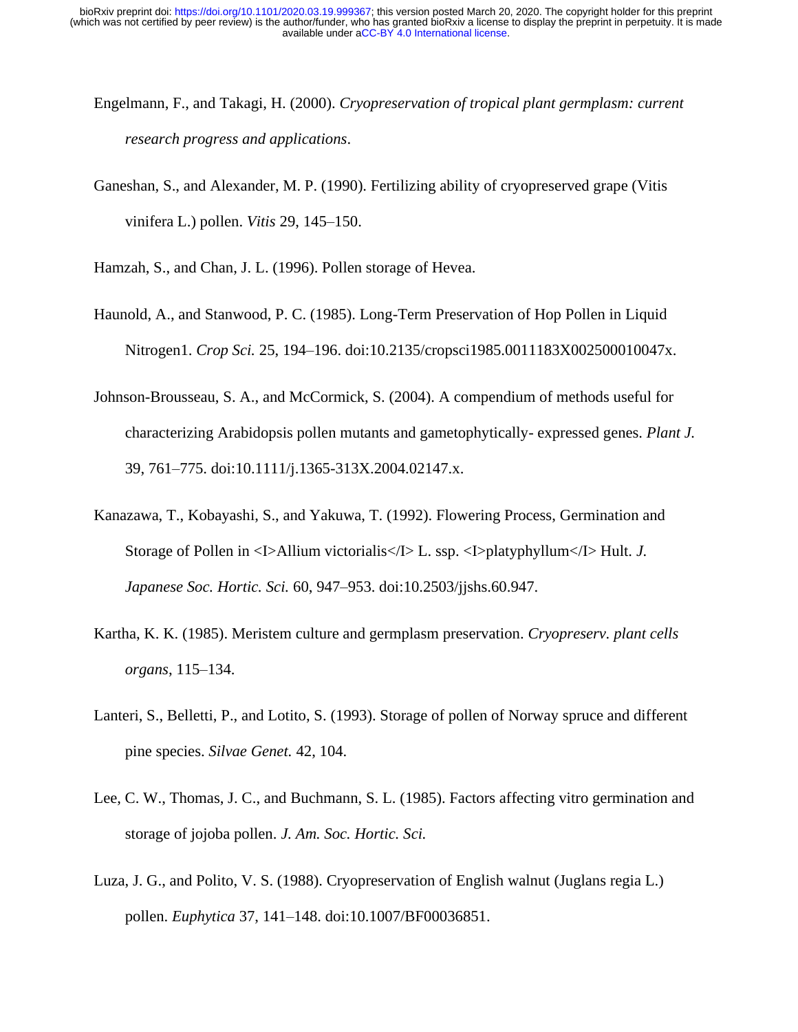Engelmann, F., and Takagi, H. (2000). *Cryopreservation of tropical plant germplasm: current research progress and applications*.

Ganeshan, S., and Alexander, M. P. (1990). Fertilizing ability of cryopreserved grape (Vitis vinifera L.) pollen. *Vitis* 29, 145–150.

Hamzah, S., and Chan, J. L. (1996). Pollen storage of Hevea.

Haunold, A., and Stanwood, P. C. (1985). Long-Term Preservation of Hop Pollen in Liquid Nitrogen1. *Crop Sci.* 25, 194–196. doi:10.2135/cropsci1985.0011183X002500010047x.

Johnson-Brousseau, S. A., and McCormick, S. (2004). A compendium of methods useful for characterizing Arabidopsis pollen mutants and gametophytically- expressed genes. *Plant J.* 39, 761–775. doi:10.1111/j.1365-313X.2004.02147.x.

Kanazawa, T., Kobayashi, S., and Yakuwa, T. (1992). Flowering Process, Germination and Storage of Pollen in <I>Allium victorialis</I> L. ssp. <I>platyphyllum</I> Hult. *J. Japanese Soc. Hortic. Sci.* 60, 947–953. doi:10.2503/jjshs.60.947.

Kartha, K. K. (1985). Meristem culture and germplasm preservation. *Cryopreserv. plant cells organs*, 115–134.

Lanteri, S., Belletti, P., and Lotito, S. (1993). Storage of pollen of Norway spruce and different pine species. *Silvae Genet.* 42, 104.

Lee, C. W., Thomas, J. C., and Buchmann, S. L. (1985). Factors affecting vitro germination and storage of jojoba pollen. *J. Am. Soc. Hortic. Sci.*

Luza, J. G., and Polito, V. S. (1988). Cryopreservation of English walnut (Juglans regia L.) pollen. *Euphytica* 37, 141–148. doi:10.1007/BF00036851.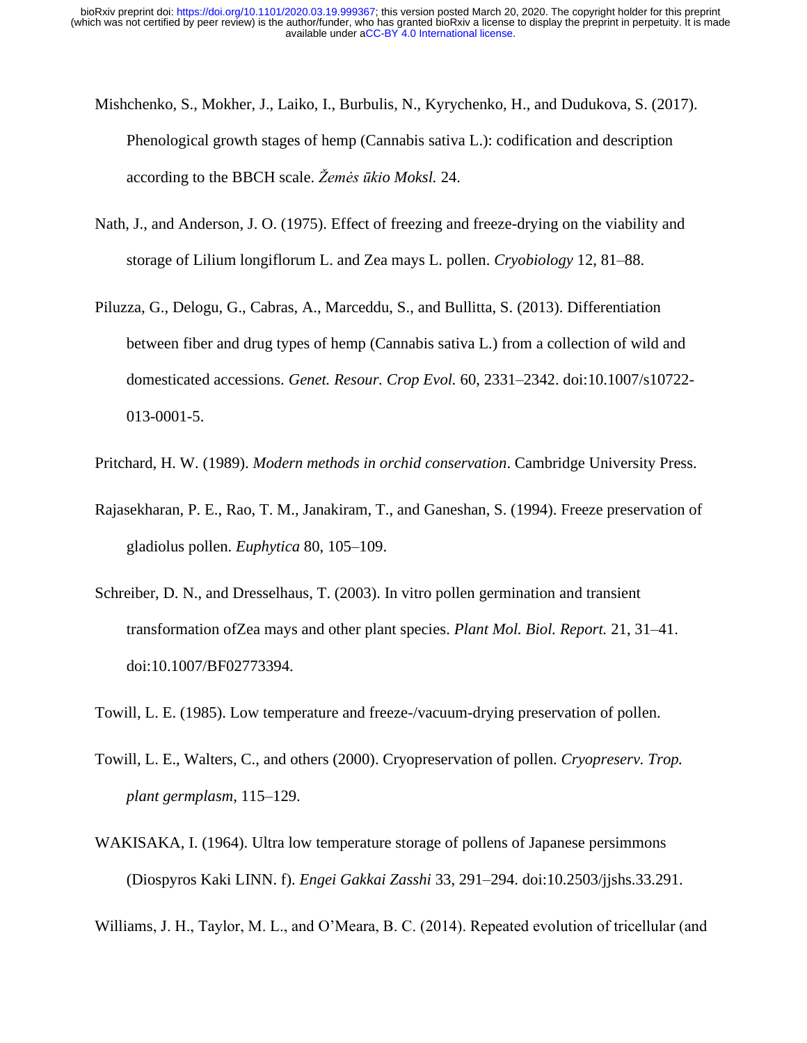Mishchenko, S., Mokher, J., Laiko, I., Burbulis, N., Kyrychenko, H., and Dudukova, S. (2017). Phenological growth stages of hemp (Cannabis sativa L.): codification and description according to the BBCH scale. *Žemės ūkio Moksl.* 24.

Nath, J., and Anderson, J. O. (1975). Effect of freezing and freeze-drying on the viability and storage of Lilium longiflorum L. and Zea mays L. pollen. *Cryobiology* 12, 81–88.

Piluzza, G., Delogu, G., Cabras, A., Marceddu, S., and Bullitta, S. (2013). Differentiation between fiber and drug types of hemp (Cannabis sativa L.) from a collection of wild and domesticated accessions. *Genet. Resour. Crop Evol.* 60, 2331–2342. doi:10.1007/s10722-013-0001-5.

Pritchard, H. W. (1989). *Modern methods in orchid conservation*. Cambridge University Press.

Rajasekharan, P. E., Rao, T. M., Janakiram, T., and Ganeshan, S. (1994). Freeze preservation of gladiolus pollen. *Euphytica* 80, 105–109.

Schreiber, D. N., and Dresselhaus, T. (2003). In vitro pollen germination and transient transformation ofZea mays and other plant species. *Plant Mol. Biol. Report.* 21, 31–41. doi:10.1007/BF02773394.

Towill, L. E. (1985). Low temperature and freeze-/vacuum-drying preservation of pollen.

Towill, L. E., Walters, C., and others (2000). Cryopreservation of pollen. *Cryopreserv. Trop. plant germplasm*, 115–129.

WAKISAKA, I. (1964). Ultra low temperature storage of pollens of Japanese persimmons (Diospyros Kaki LINN. f). *Engei Gakkai Zasshi* 33, 291–294. doi:10.2503/jjshs.33.291.

Williams, J. H., Taylor, M. L., and O'Meara, B. C. (2014). Repeated evolution of tricellular (and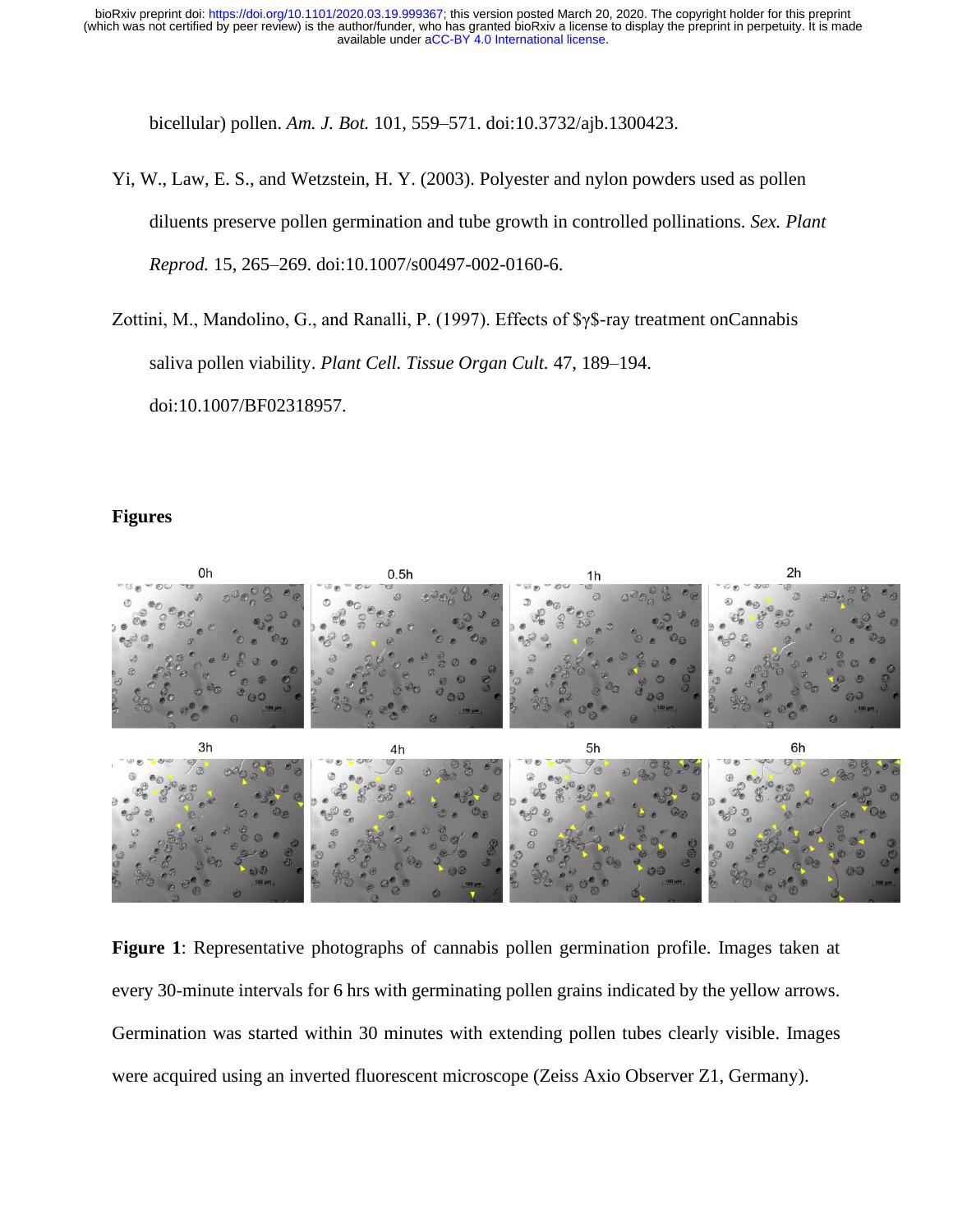bicellular) pollen. *Am. J. Bot.* 101, 559–571. doi:10.3732/ajb.1300423.

Yi, W., Law, E. S., and Wetzstein, H. Y. (2003). Polyester and nylon powders used as pollen diluents preserve pollen germination and tube growth in controlled pollinations. *Sex. Plant Reprod.* 15, 265–269. doi:10.1007/s00497-002-0160-6.

Zottini, M., Mandolino, G., and Ranalli, P. (1997). Effects of $γ$-ray treatment onCannabis saliva pollen viability. *Plant Cell. Tissue Organ Cult.* 47, 189–194. doi:10.1007/BF02318957.

## Figures

**Figure 1**: Representative photographs of cannabis pollen germination profile. Images taken at every 30-minute intervals for 6 hrs with germinating pollen grains indicated by the yellow arrows. Germination was started within 30 minutes with extending pollen tubes clearly visible. Images were acquired using an inverted fluorescent microscope (Zeiss Axio Observer Z1, Germany).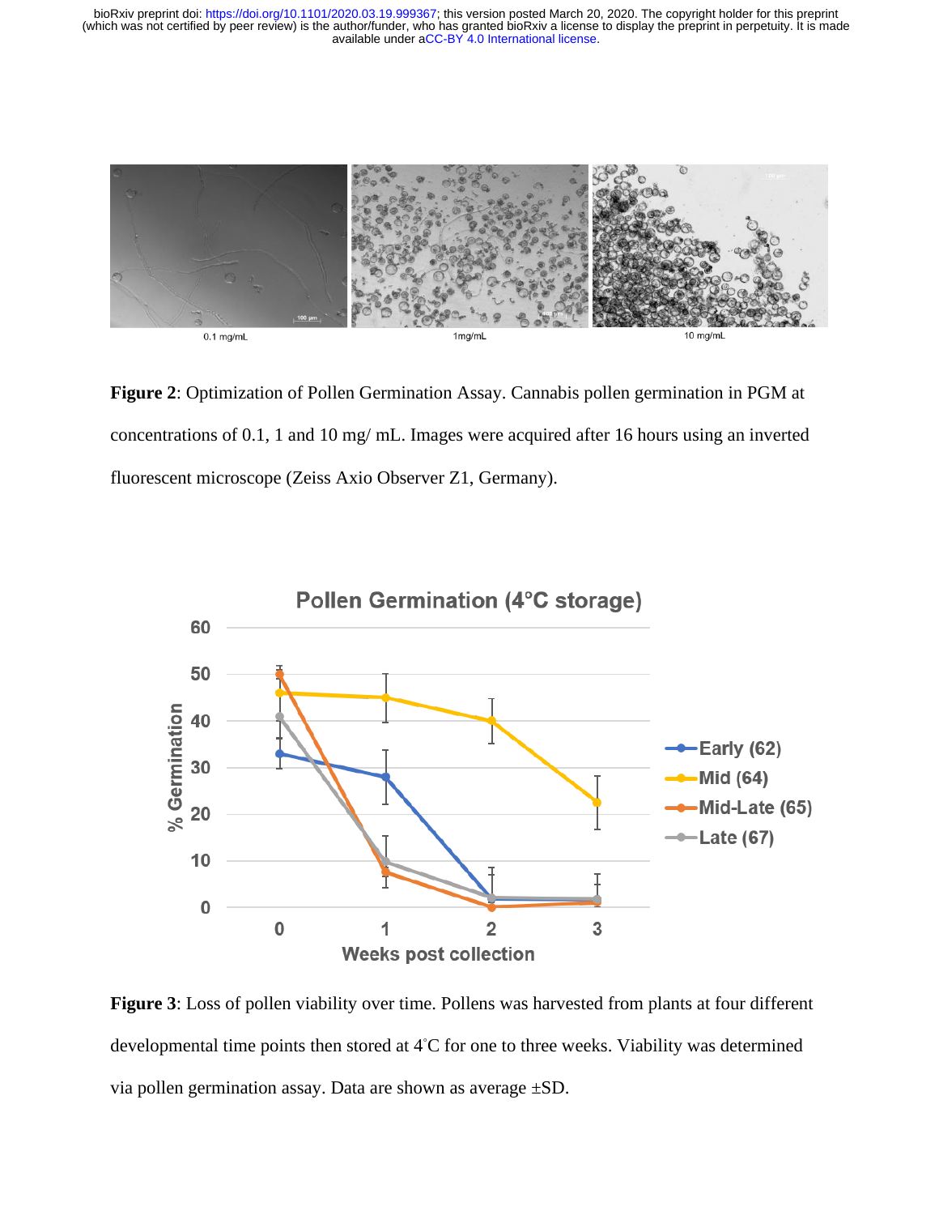Figure 2: Optimization of Pollen Germination Assay. Cannabis pollen germination in PGM at concentrations of 0.1, 1 and 10 mg/ mL. Images were acquired after 16 hours using an inverted fluorescent microscope (Zeiss Axio Observer Z1, Germany).

Figure 3: Loss of pollen viability over time. Pollens was harvested from plants at four different developmental time points then stored at 4°C for one to three weeks. Viability was determined via pollen germination assay. Data are shown as average ±SD.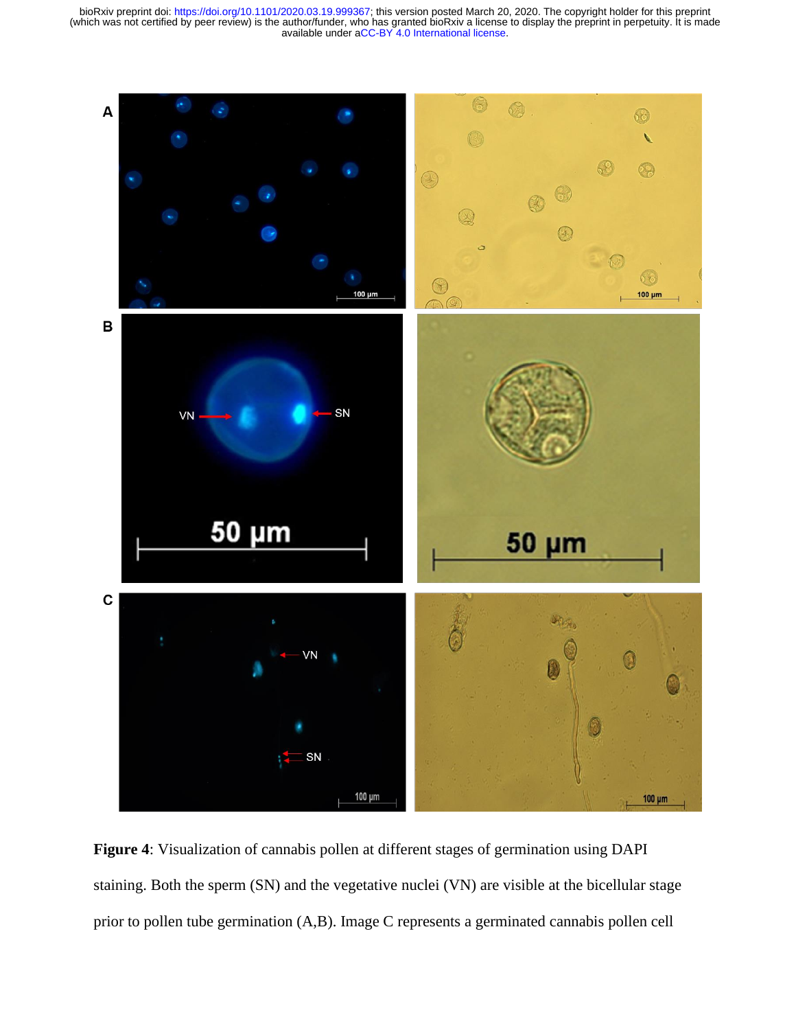**Figure 4**: Visualization of cannabis pollen at different stages of germination using DAPI staining. Both the sperm (SN) and the vegetative nuclei (VN) are visible at the bicellular stage prior to pollen tube germination (A,B). Image C represents a germinated cannabis pollen cell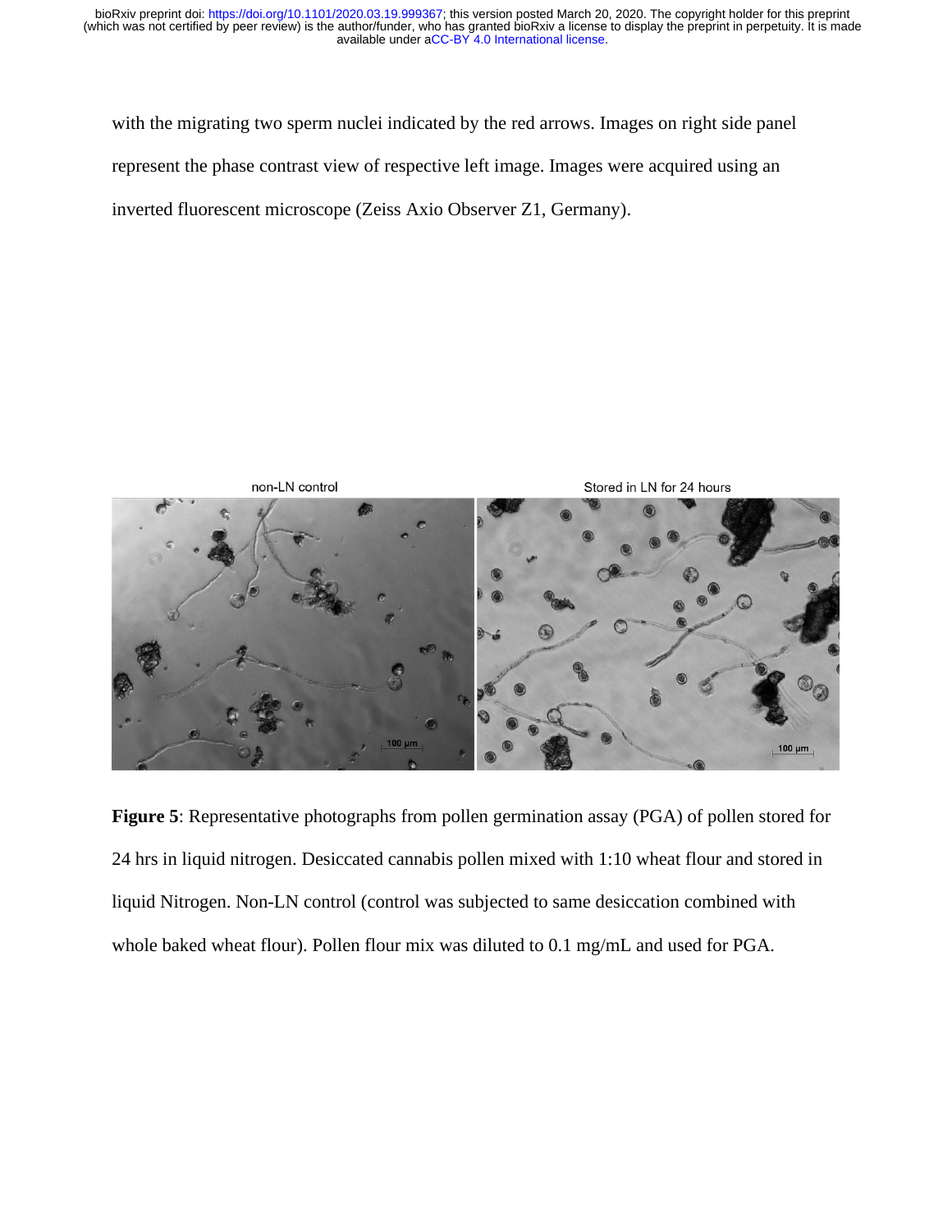with the migrating two sperm nuclei indicated by the red arrows. Images on right side panel represent the phase contrast view of respective left image. Images were acquired using an inverted fluorescent microscope (Zeiss Axio Observer Z1, Germany).

**Figure 5**: Representative photographs from pollen germination assay (PGA) of pollen stored for 24 hrs in liquid nitrogen. Desiccated cannabis pollen mixed with 1:10 wheat flour and stored in liquid Nitrogen. Non-LN control (control was subjected to same desiccation combined with whole baked wheat flour). Pollen flour mix was diluted to 0.1 mg/mL and used for PGA.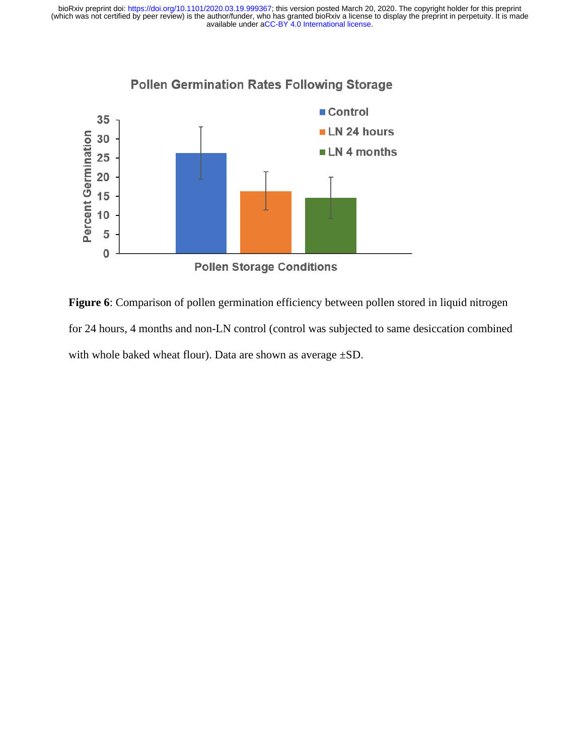Pollen Germination Rates Following Storage

Control

LN 24 hours

LN 4 months

Percent Germination

35
30
25
20
15
10
5
0

Pollen Storage Conditions

**Figure 6**: Comparison of pollen germination efficiency between pollen stored in liquid nitrogen for 24 hours, 4 months and non-LN control (control was subjected to same desiccation combined with whole baked wheat flour). Data are shown as average ±SD.